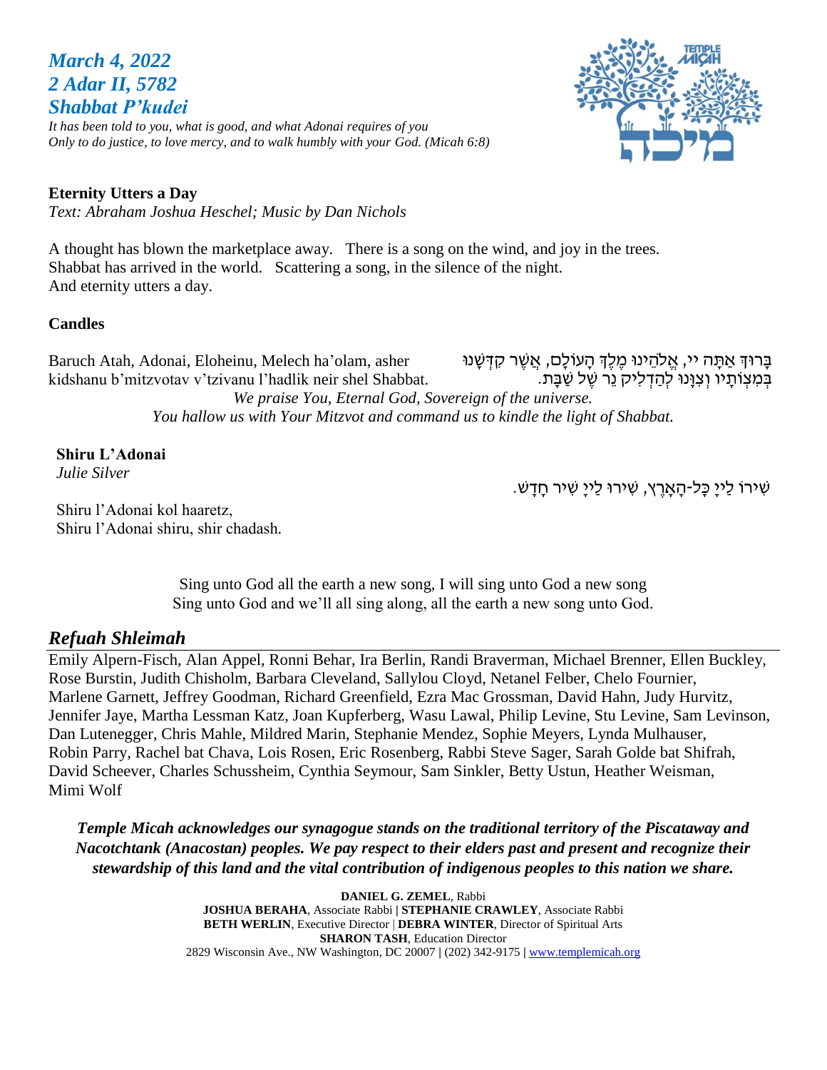# *March 4, 2022*
# *2 Adar II, 5782*
# *Shabbat P'kudei*

*It has been told to you, what is good, and what Adonai requires of you*
*Only to do justice, to love mercy, and to walk humbly with your God. (Micah 6:8)*

**Eternity Utters a Day**
*Text: Abraham Joshua Heschel; Music by Dan Nichols*

A thought has blown the marketplace away. There is a song on the wind, and joy in the trees.
Shabbat has arrived in the world. Scattering a song, in the silence of the night.
And eternity utters a day.

**Candles**

Baruch Atah, Adonai, Eloheinu, Melech ha'olam, asher kidshanu b'mitzvotav v'tzivanu l'hadlik neir shel Shabbat.

בָּרוּךְ אַתָּה יי, אֱלֹהֵינוּ מֶלֶךְ הָעוֹלָם, אֲשֶׁר קִדְּשָׁנוּ בְּמִצְוֹתָיו וְצִוָּנוּ לְהַדְלִיק נֵר שֶׁל שַׁבָּת.

*We praise You, Eternal God, Sovereign of the universe.*
*You hallow us with Your Mitzvot and command us to kindle the light of Shabbat.*

**Shiru L'Adonai**
*Julie Silver*

שִׁירוּ לַייָ כָּל-הָאָרֶץ, שִׁירוּ לַייָ שִׁיר חָדָשׁ.

Shiru l'Adonai kol haaretz,
Shiru l'Adonai shiru, shir chadash.

Sing unto God all the earth a new song, I will sing unto God a new song
Sing unto God and we'll all sing along, all the earth a new song unto God.

## *Refuah Shleimah*

Emily Alpern-Fisch, Alan Appel, Ronni Behar, Ira Berlin, Randi Braverman, Michael Brenner, Ellen Buckley, Rose Burstin, Judith Chisholm, Barbara Cleveland, Sallylou Cloyd, Netanel Felber, Chelo Fournier, Marlene Garnett, Jeffrey Goodman, Richard Greenfield, Ezra Mac Grossman, David Hahn, Judy Hurvitz, Jennifer Jaye, Martha Lessman Katz, Joan Kupferberg, Wasu Lawal, Philip Levine, Stu Levine, Sam Levinson, Dan Lutenegger, Chris Mahle, Mildred Marin, Stephanie Mendez, Sophie Meyers, Lynda Mulhauser, Robin Parry, Rachel bat Chava, Lois Rosen, Eric Rosenberg, Rabbi Steve Sager, Sarah Golde bat Shifrah, David Scheever, Charles Schussheim, Cynthia Seymour, Sam Sinkler, Betty Ustun, Heather Weisman, Mimi Wolf

***Temple Micah acknowledges our synagogue stands on the traditional territory of the Piscataway and Nacotchtank (Anacostan) peoples. We pay respect to their elders past and present and recognize their stewardship of this land and the vital contribution of indigenous peoples to this nation we share.***

**DANIEL G. ZEMEL**, Rabbi
**JOSHUA BERAHA**, Associate Rabbi | **STEPHANIE CRAWLEY**, Associate Rabbi
**BETH WERLIN**, Executive Director | **DEBRA WINTER**, Director of Spiritual Arts
**SHARON TASH**, Education Director
2829 Wisconsin Ave., NW Washington, DC 20007 | (202) 342-9175 | www.templemicah.org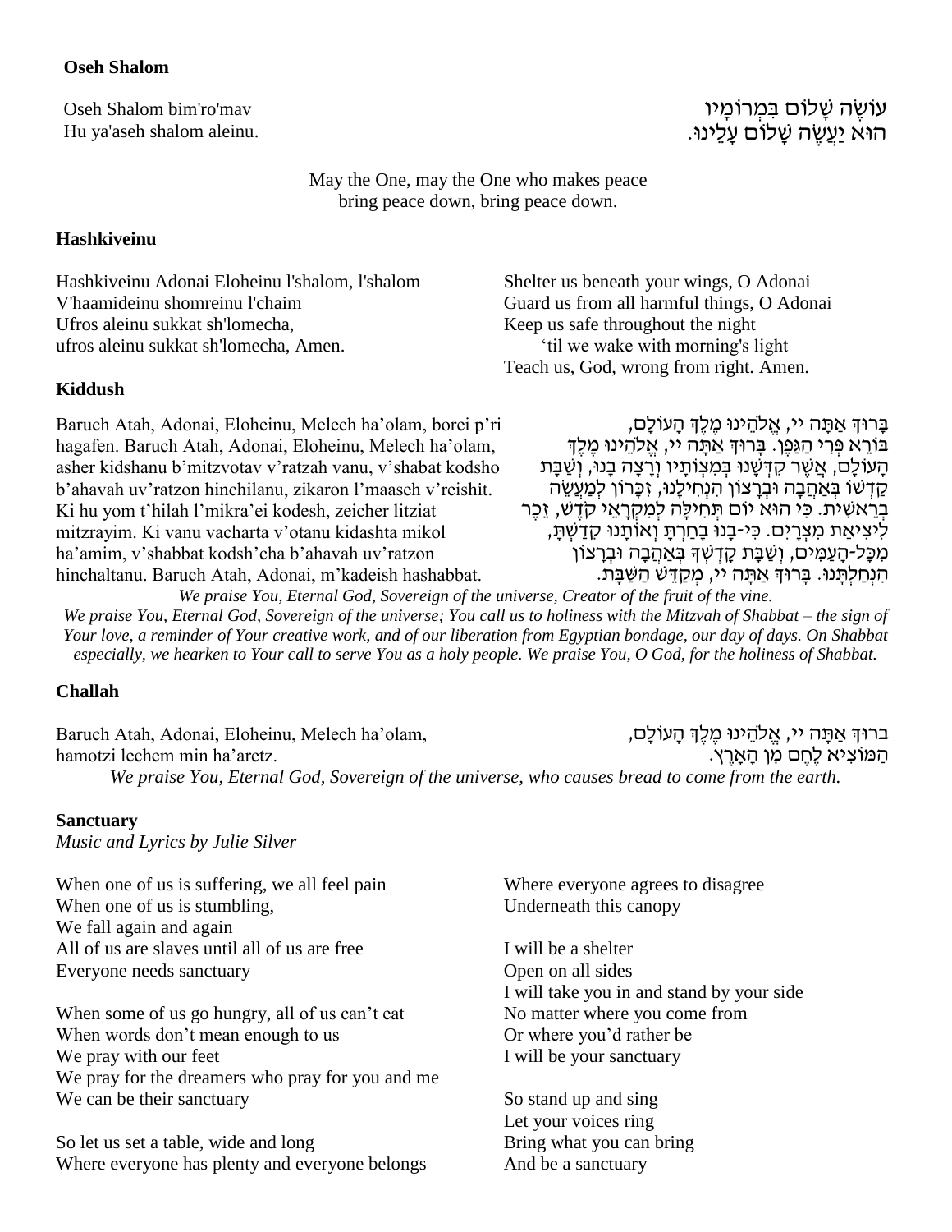**Oseh Shalom**

Oseh Shalom bim'ro'mav
Hu ya'aseh shalom aleinu.

עוֹשֶׂה שָׁלוֹם בִּמְרוֹמָיו
הוּא יַעֲשֶׂה שָׁלוֹם עָלֵינוּ.

May the One, may the One who makes peace
bring peace down, bring peace down.

**Hashkiveinu**

Hashkiveinu Adonai Eloheinu l'shalom, l'shalom
V'haamideinu shomreinu l'chaim
Ufros aleinu sukkat sh'lomecha,
ufros aleinu sukkat sh'lomecha, Amen.

Shelter us beneath your wings, O Adonai
Guard us from all harmful things, O Adonai
Keep us safe throughout the night
'til we wake with morning's light
Teach us, God, wrong from right. Amen.

**Kiddush**

Baruch Atah, Adonai, Eloheinu, Melech ha'olam, borei p'ri hagafen. Baruch Atah, Adonai, Eloheinu, Melech ha'olam, asher kidshanu b'mitzvotav v'ratzah vanu, v'shabat kodsho b'ahavah uv'ratzon hinchilanu, zikaron l'maaseh v'reishit. Ki hu yom t'hilah l'mikra'ei kodesh, zeicher litziat mitzrayim. Ki vanu vacharta v'otanu kidashta mikol ha'amim, v'shabbat kodsh'cha b'ahavah uv'ratzon hinchaltanu. Baruch Atah, Adonai, m'kadeish hashabbat.

בָּרוּךְ אַתָּה יי, אֱלֹהֵינוּ מֶלֶךְ הָעוֹלָם, בּוֹרֵא פְּרִי הַגָּפֶן. בָּרוּךְ אַתָּה יי, אֱלֹהֵינוּ מֶלֶךְ הָעוֹלָם, אֲשֶׁר קִדְּשָׁנוּ בְּמִצְוֹתָיו וְרָצָה בָנוּ, וְשַׁבַּת קָדְשׁוֹ בְּאַהֲבָה וּבְרָצוֹן הִנְחִילָנוּ, זִכָּרוֹן לְמַעֲשֵׂה בְרֵאשִׁית. כִּי הוּא יוֹם תְּחִלָּה לְמִקְרָאֵי קֹדֶשׁ, זֵכֶר לִיצִיאַת מִצְרָיִם. כִּי-בָנוּ בָחַרְתָּ וְאוֹתָנוּ קִדַּשְׁתָּ, מִכָּל-הָעַמִּים, וְשַׁבַּת קָדְשְׁךָ בְּאַהֲבָה וּבְרָצוֹן הִנְחַלְתָּנוּ. בָּרוּךְ אַתָּה יי, מְקַדֵּשׁ הַשַּׁבָּת.

*We praise You, Eternal God, Sovereign of the universe, Creator of the fruit of the vine.*
*We praise You, Eternal God, Sovereign of the universe; You call us to holiness with the Mitzvah of Shabbat – the sign of Your love, a reminder of Your creative work, and of our liberation from Egyptian bondage, our day of days. On Shabbat especially, we hearken to Your call to serve You as a holy people. We praise You, O God, for the holiness of Shabbat.*

**Challah**

Baruch Atah, Adonai, Eloheinu, Melech ha'olam,
hamotzi lechem min ha'aretz.

ברוּךְ אַתָּה יי, אֱלֹהֵינוּ מֶלֶךְ הָעוֹלָם,
הַמּוֹצִיא לֶחֶם מִן הָאָרֶץ.

*We praise You, Eternal God, Sovereign of the universe, who causes bread to come from the earth.*

**Sanctuary**
*Music and Lyrics by Julie Silver*

When one of us is suffering, we all feel pain
When one of us is stumbling,
We fall again and again
All of us are slaves until all of us are free
Everyone needs sanctuary

When some of us go hungry, all of us can't eat
When words don't mean enough to us
We pray with our feet
We pray for the dreamers who pray for you and me
We can be their sanctuary

So let us set a table, wide and long
Where everyone has plenty and everyone belongs
Where everyone agrees to disagree
Underneath this canopy

I will be a shelter
Open on all sides
I will take you in and stand by your side
No matter where you come from
Or where you'd rather be
I will be your sanctuary

So stand up and sing
Let your voices ring
Bring what you can bring
And be a sanctuary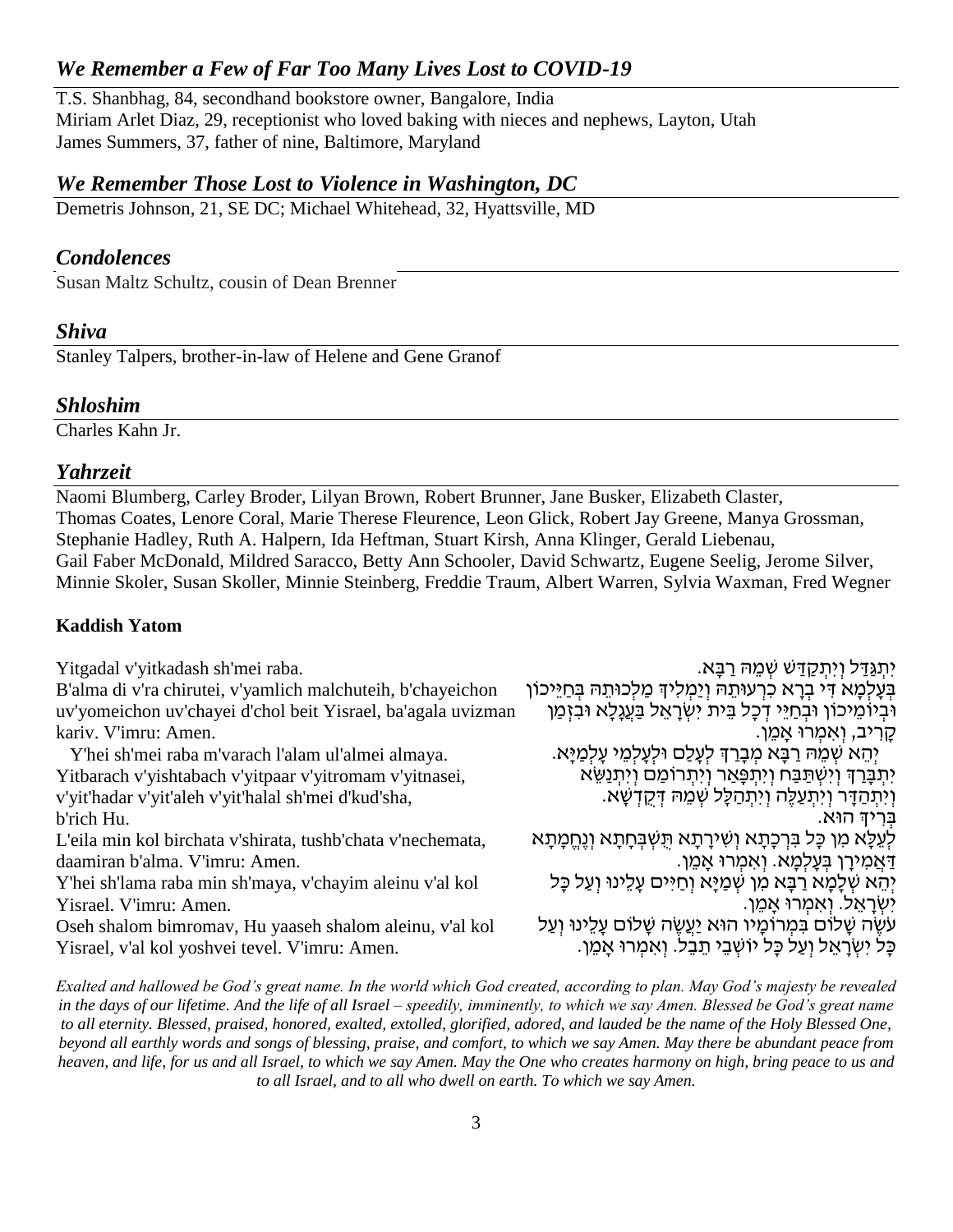## *We Remember a Few of Far Too Many Lives Lost to COVID-19*

T.S. Shanbhag, 84, secondhand bookstore owner, Bangalore, India
Miriam Arlet Diaz, 29, receptionist who loved baking with nieces and nephews, Layton, Utah
James Summers, 37, father of nine, Baltimore, Maryland

## *We Remember Those Lost to Violence in Washington, DC*

Demetris Johnson, 21, SE DC; Michael Whitehead, 32, Hyattsville, MD

## *Condolences*

Susan Maltz Schultz, cousin of Dean Brenner

## *Shiva*

Stanley Talpers, brother-in-law of Helene and Gene Granof

## *Shloshim*

Charles Kahn Jr.

## *Yahrzeit*

Naomi Blumberg, Carley Broder, Lilyan Brown, Robert Brunner, Jane Busker, Elizabeth Claster, Thomas Coates, Lenore Coral, Marie Therese Fleurence, Leon Glick, Robert Jay Greene, Manya Grossman, Stephanie Hadley, Ruth A. Halpern, Ida Heftman, Stuart Kirsh, Anna Klinger, Gerald Liebenau, Gail Faber McDonald, Mildred Saracco, Betty Ann Schooler, David Schwartz, Eugene Seelig, Jerome Silver, Minnie Skoler, Susan Skoller, Minnie Steinberg, Freddie Traum, Albert Warren, Sylvia Waxman, Fred Wegner

**Kaddish Yatom**

Yitgadal v'yitkadash sh'mei raba.
B'alma di v'ra chirutei, v'yamlich malchuteih, b'chayeichon uv'yomeichon uv'chayei d'chol beit Yisrael, ba'agala uvizman kariv. V'imru: Amen.
Y'hei sh'mei raba m'varach l'alam ul'almei almaya.
Yitbarach v'yishtabach v'yitpaar v'yitromam v'yitnasei, v'yit'hadar v'yit'aleh v'yit'halal sh'mei d'kud'sha, b'rich Hu.
L'eila min kol birchata v'shirata, tushb'chata v'nechemata, daamiran b'alma. V'imru: Amen.
Y'hei sh'lama raba min sh'maya, v'chayim aleinu v'al kol Yisrael. V'imru: Amen.
Oseh shalom bimromav, Hu yaaseh shalom aleinu, v'al kol Yisrael, v'al kol yoshvei tevel. V'imru: Amen.

יִתְגַּדַּל וְיִתְקַדַּשׁ שְׁמֵהּ רַבָּא.
בְּעָלְמָא דִּי בְרָא כִרְעוּתֵהּ וְיַמְלִיךְ מַלְכוּתֵהּ בְּחַיֵּיכוֹן וּבְיוֹמֵיכוֹן וּבְחַיֵּי דְכָל בֵּית יִשְׂרָאֵל בַּעֲגָלָא וּבִזְמַן קָרִיב, וְאִמְרוּ אָמֵן.
יְהֵא שְׁמֵהּ רַבָּא מְבָרַךְ לְעָלַם וּלְעָלְמֵי עָלְמַיָּא.
יִתְבָּרַךְ וְיִשְׁתַּבַּח וְיִתְפָּאַר וְיִתְרוֹמַם וְיִתְנַשֵּׂא וְיִתְהַדָּר וְיִתְעַלֶּה וְיִתְהַלָּל שְׁמֵהּ דְּקֻדְשָׁא. בְּרִיךְ הוּא.
לְעֵלָּא מִן כָּל בִּרְכָתָא וְשִׁירָתָא תֻּשְׁבְּחָתָא וְנֶחֱמָתָא דַּאֲמִירָן בְּעָלְמָא. וְאִמְרוּ אָמֵן.
יְהֵא שְׁלָמָא רַבָּא מִן שְׁמַיָּא וְחַיִּים עָלֵינוּ וְעַל כָּל יִשְׂרָאֵל. וְאִמְרוּ אָמֵן.
עֹשֶׂה שָׁלוֹם בִּמְרוֹמָיו הוּא יַעֲשֶׂה שָׁלוֹם עָלֵינוּ וְעַל כָּל יִשְׂרָאֵל וְעַל כָּל יוֹשְׁבֵי תֵבֵל. וְאִמְרוּ אָמֵן.

*Exalted and hallowed be God's great name. In the world which God created, according to plan. May God's majesty be revealed in the days of our lifetime. And the life of all Israel – speedily, imminently, to which we say Amen. Blessed be God's great name to all eternity. Blessed, praised, honored, exalted, extolled, glorified, adored, and lauded be the name of the Holy Blessed One, beyond all earthly words and songs of blessing, praise, and comfort, to which we say Amen. May there be abundant peace from heaven, and life, for us and all Israel, to which we say Amen. May the One who creates harmony on high, bring peace to us and to all Israel, and to all who dwell on earth. To which we say Amen.*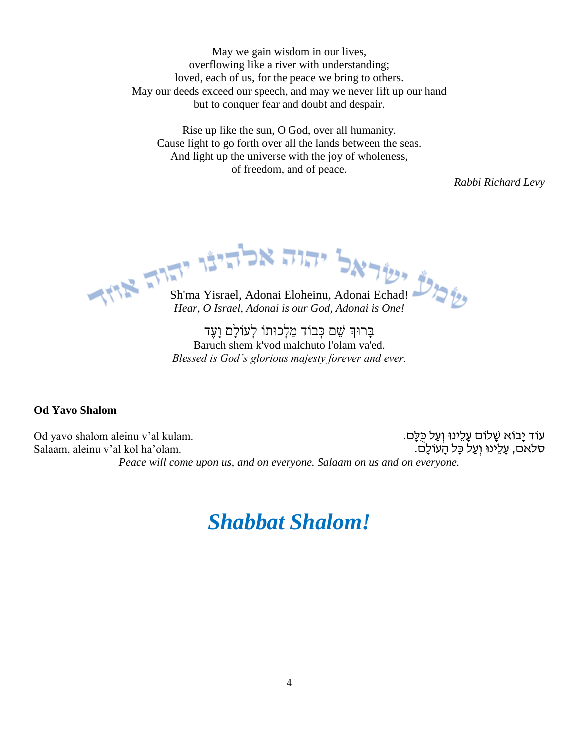May we gain wisdom in our lives,
overflowing like a river with understanding;
loved, each of us, for the peace we bring to others.
May our deeds exceed our speech, and may we never lift up our hand
but to conquer fear and doubt and despair.

Rise up like the sun, O God, over all humanity.
Cause light to go forth over all the lands between the seas.
And light up the universe with the joy of wholeness,
of freedom, and of peace.

*Rabbi Richard Levy*

שְׁמַע יִשְׂרָאֵל יְהוָה אֱלֹהֵינוּ יְהוָה אֶחָד

Sh'ma Yisrael, Adonai Eloheinu, Adonai Echad!
*Hear, O Israel, Adonai is our God, Adonai is One!*

בָּרוּךְ שֵׁם כְּבוֹד מַלְכוּתוֹ לְעוֹלָם וָעֶד
Baruch shem k'vod malchuto l'olam va'ed.
*Blessed is God's glorious majesty forever and ever.*

**Od Yavo Shalom**

עוֹד יָבוֹא שָׁלוֹם עָלֵינוּ וְעַל כֻּלָּם.
סלאם, עָלֵינוּ וְעַל כָּל הָעוֹלָם.

Od yavo shalom aleinu v'al kulam.
Salaam, aleinu v'al kol ha'olam.

*Peace will come upon us, and on everyone. Salaam on us and on everyone.*

## *Shabbat Shalom!*